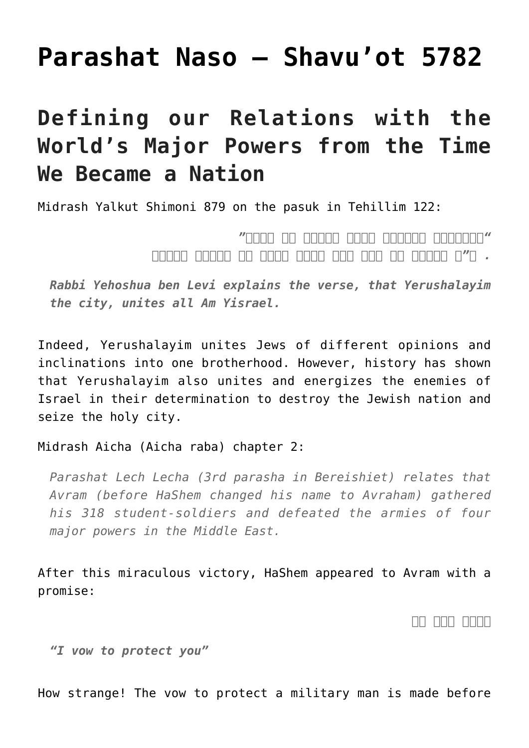# Parashat Naso – Shavu'ot 5782

## Defining our Relations with the World's Major Powers from the Time We Became a Nation

Midrash Yalkut Shimoni 879 on the pasuk in Tehillim 122:

> ”□□□□ □□ □□□□□ □□□□ □□□□□□ □□□□□□□“
> □□□□□□ □□□□□□ □□ □□□□□ □□□□□ □□□□ □□□□ □□ □□□□□□ □”□ .

> ***Rabbi Yehoshua ben Levi explains the verse, that Yerushalayim the city, unites all Am Yisrael.***

Indeed, Yerushalayim unites Jews of different opinions and inclinations into one brotherhood. However, history has shown that Yerushalayim also unites and energizes the enemies of Israel in their determination to destroy the Jewish nation and seize the holy city.

Midrash Aicha (Aicha raba) chapter 2:

> *Parashat Lech Lecha (3rd parasha in Bereishiet) relates that Avram (before HaShem changed his name to Avraham) gathered his 318 student-soldiers and defeated the armies of four major powers in the Middle East.*

After this miraculous victory, HaShem appeared to Avram with a promise:

> □□ □□□ □□□□□

> ***"I vow to protect you"***

How strange! The vow to protect a military man is made before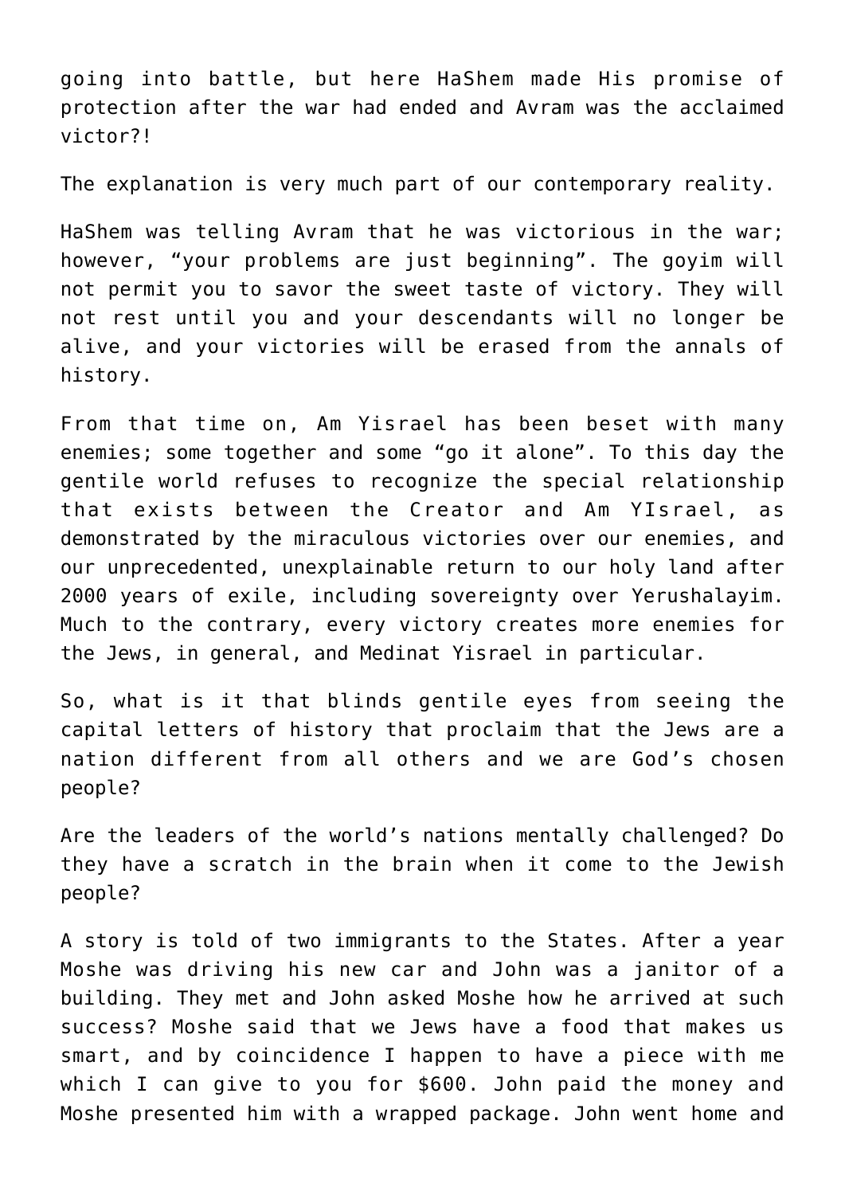going into battle, but here HaShem made His promise of protection after the war had ended and Avram was the acclaimed victor?!

The explanation is very much part of our contemporary reality.

HaShem was telling Avram that he was victorious in the war; however, "your problems are just beginning". The goyim will not permit you to savor the sweet taste of victory. They will not rest until you and your descendants will no longer be alive, and your victories will be erased from the annals of history.

From that time on, Am Yisrael has been beset with many enemies; some together and some "go it alone". To this day the gentile world refuses to recognize the special relationship that exists between the Creator and Am YIsrael, as demonstrated by the miraculous victories over our enemies, and our unprecedented, unexplainable return to our holy land after 2000 years of exile, including sovereignty over Yerushalayim. Much to the contrary, every victory creates more enemies for the Jews, in general, and Medinat Yisrael in particular.

So, what is it that blinds gentile eyes from seeing the capital letters of history that proclaim that the Jews are a nation different from all others and we are God's chosen people?

Are the leaders of the world's nations mentally challenged? Do they have a scratch in the brain when it come to the Jewish people?

A story is told of two immigrants to the States. After a year Moshe was driving his new car and John was a janitor of a building. They met and John asked Moshe how he arrived at such success? Moshe said that we Jews have a food that makes us smart, and by coincidence I happen to have a piece with me which I can give to you for $600. John paid the money and Moshe presented him with a wrapped package. John went home and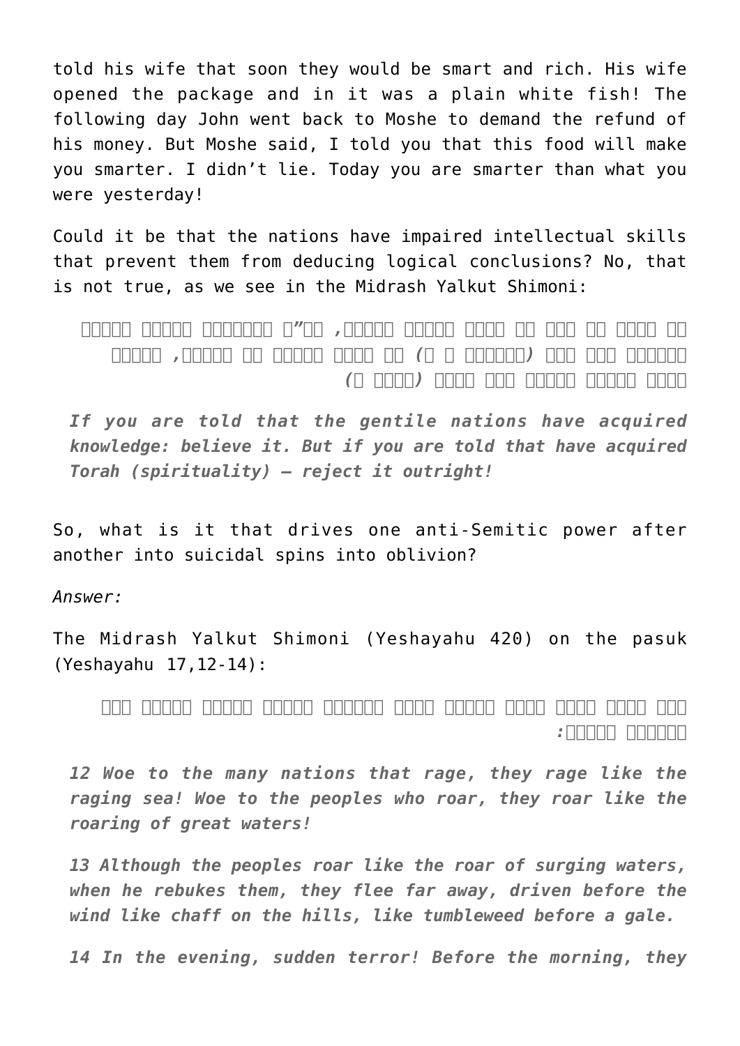told his wife that soon they would be smart and rich. His wife opened the package and in it was a plain white fish! The following day John went back to Moshe to demand the refund of his money. But Moshe said, I told you that this food will make you smarter. I didn't lie. Today you are smarter than what you were yesterday!

Could it be that the nations have impaired intellectual skills that prevent them from deducing logical conclusions? No, that is not true, as we see in the Midrash Yalkut Shimoni:

> *If you are told that the gentile nations have acquired knowledge: believe it. But if you are told that have acquired Torah (spirituality) – reject it outright!*

So, what is it that drives one anti-Semitic power after another into suicidal spins into oblivion?

*Answer:*

The Midrash Yalkut Shimoni (Yeshayahu 420) on the pasuk (Yeshayahu 17,12-14):

> *12 Woe to the many nations that rage, they rage like the raging sea! Woe to the peoples who roar, they roar like the roaring of great waters!*
>
> *13 Although the peoples roar like the roar of surging waters, when he rebukes them, they flee far away, driven before the wind like chaff on the hills, like tumbleweed before a gale.*
>
> *14 In the evening, sudden terror! Before the morning, they*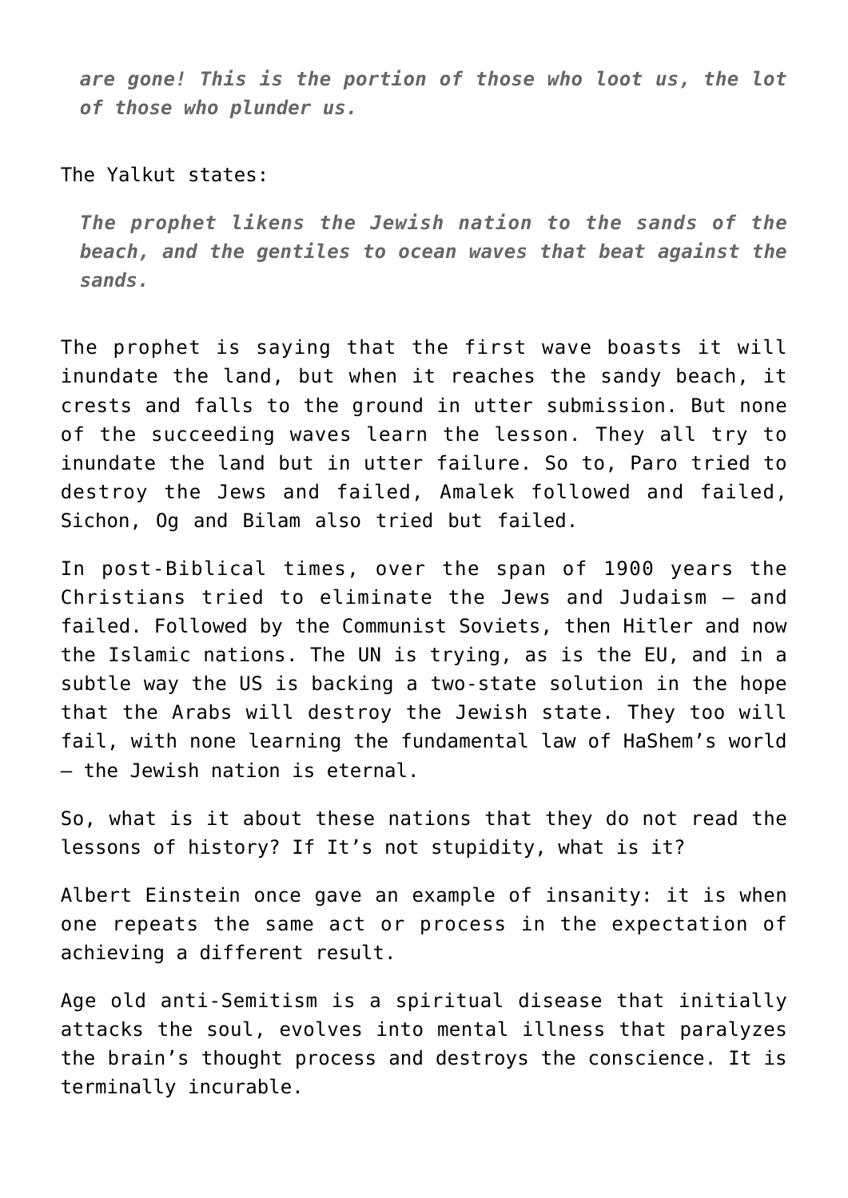> *are gone! This is the portion of those who loot us, the lot of those who plunder us.*

The Yalkut states:

> *The prophet likens the Jewish nation to the sands of the beach, and the gentiles to ocean waves that beat against the sands.*

The prophet is saying that the first wave boasts it will inundate the land, but when it reaches the sandy beach, it crests and falls to the ground in utter submission. But none of the succeeding waves learn the lesson. They all try to inundate the land but in utter failure. So to, Paro tried to destroy the Jews and failed, Amalek followed and failed, Sichon, Og and Bilam also tried but failed.

In post-Biblical times, over the span of 1900 years the Christians tried to eliminate the Jews and Judaism – and failed. Followed by the Communist Soviets, then Hitler and now the Islamic nations. The UN is trying, as is the EU, and in a subtle way the US is backing a two-state solution in the hope that the Arabs will destroy the Jewish state. They too will fail, with none learning the fundamental law of HaShem's world – the Jewish nation is eternal.

So, what is it about these nations that they do not read the lessons of history? If It's not stupidity, what is it?

Albert Einstein once gave an example of insanity: it is when one repeats the same act or process in the expectation of achieving a different result.

Age old anti-Semitism is a spiritual disease that initially attacks the soul, evolves into mental illness that paralyzes the brain's thought process and destroys the conscience. It is terminally incurable.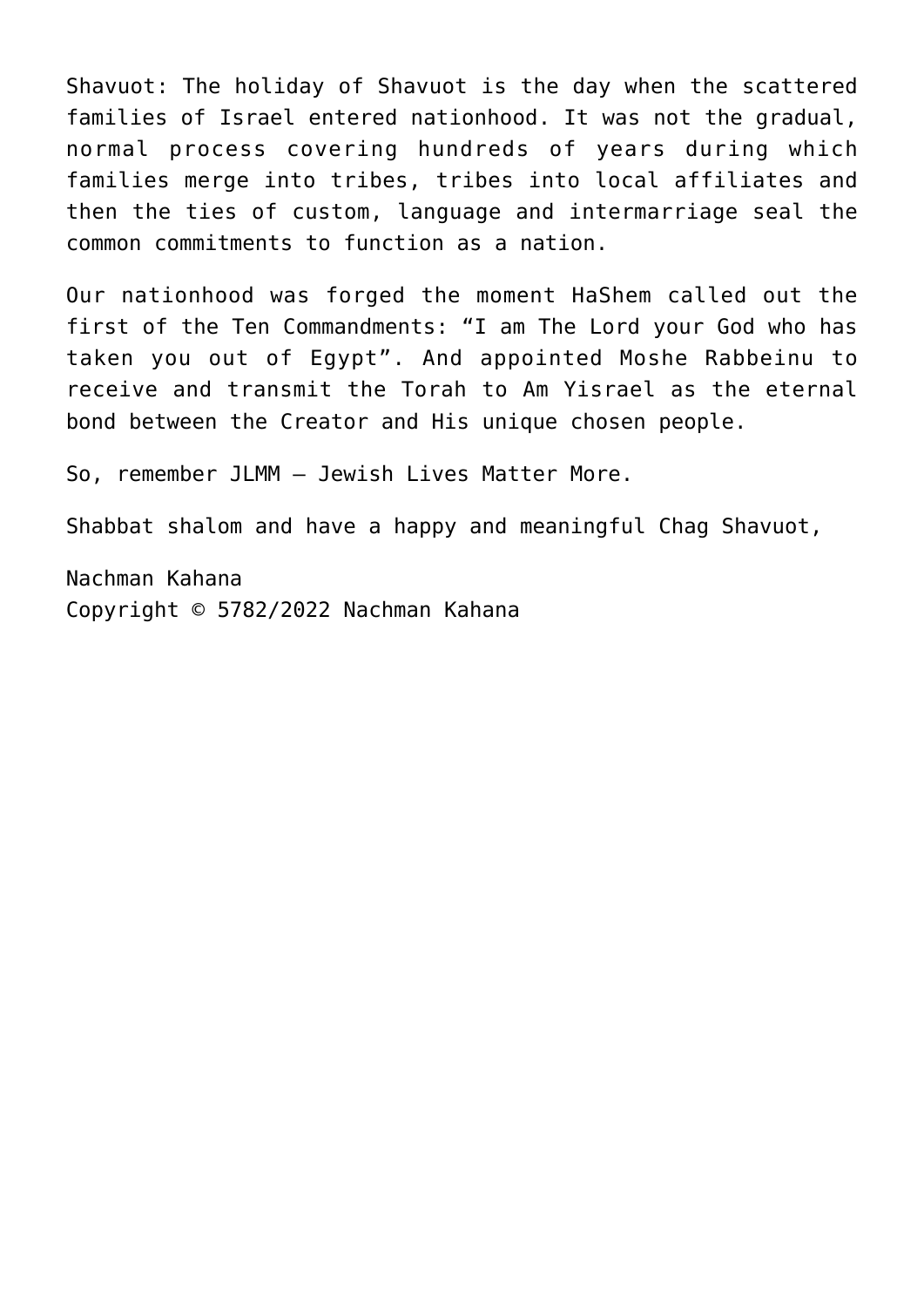Shavuot: The holiday of Shavuot is the day when the scattered families of Israel entered nationhood. It was not the gradual, normal process covering hundreds of years during which families merge into tribes, tribes into local affiliates and then the ties of custom, language and intermarriage seal the common commitments to function as a nation.

Our nationhood was forged the moment HaShem called out the first of the Ten Commandments: “I am The Lord your God who has taken you out of Egypt”. And appointed Moshe Rabbeinu to receive and transmit the Torah to Am Yisrael as the eternal bond between the Creator and His unique chosen people.

So, remember JLMM – Jewish Lives Matter More.

Shabbat shalom and have a happy and meaningful Chag Shavuot,

Nachman Kahana
Copyright © 5782/2022 Nachman Kahana